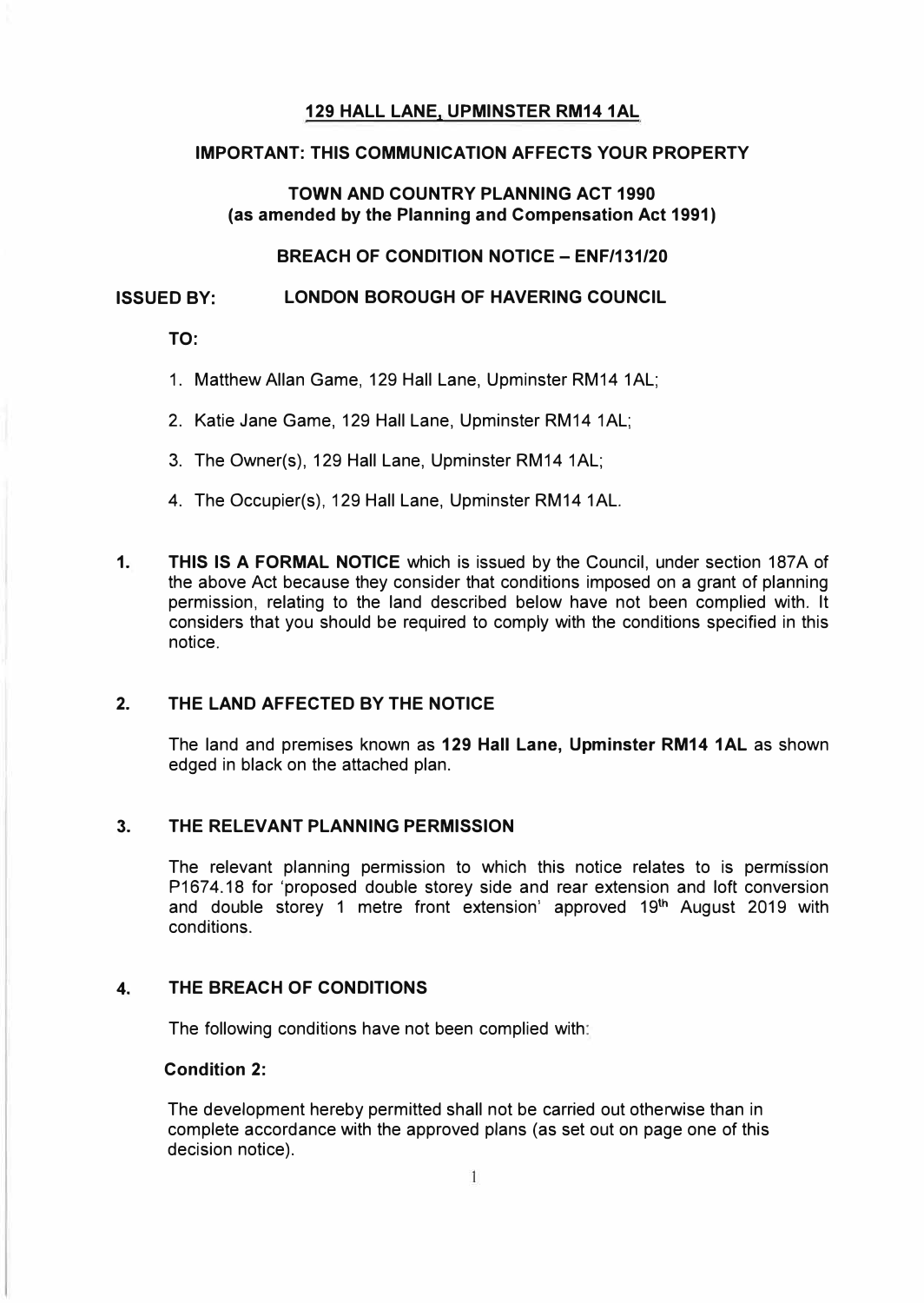# 129 HALL LANE, UPMINSTER RM14 1AL

## IMPORTANT: THIS COMMUNICATION AFFECTS YOUR PROPERTY

## TOWN AND COUNTRY PLANNING ACT 1990
## (as amended by the Planning and Compensation Act 1991)

## BREACH OF CONDITION NOTICE – ENF/131/20

**ISSUED BY: LONDON BOROUGH OF HAVERING COUNCIL**

**TO:**

1. Matthew Allan Game, 129 Hall Lane, Upminster RM14 1AL;
2. Katie Jane Game, 129 Hall Lane, Upminster RM14 1AL;
3. The Owner(s), 129 Hall Lane, Upminster RM14 1AL;
4. The Occupier(s), 129 Hall Lane, Upminster RM14 1AL.

**1. THIS IS A FORMAL NOTICE** which is issued by the Council, under section 187A of the above Act because they consider that conditions imposed on a grant of planning permission, relating to the land described below have not been complied with. It considers that you should be required to comply with the conditions specified in this notice.

### 2. THE LAND AFFECTED BY THE NOTICE

The land and premises known as **129 Hall Lane, Upminster RM14 1AL** as shown edged in black on the attached plan.

### 3. THE RELEVANT PLANNING PERMISSION

The relevant planning permission to which this notice relates to is permission P1674.18 for 'proposed double storey side and rear extension and loft conversion and double storey 1 metre front extension' approved 19th August 2019 with conditions.

### 4. THE BREACH OF CONDITIONS

The following conditions have not been complied with:

**Condition 2:**

The development hereby permitted shall not be carried out otherwise than in complete accordance with the approved plans (as set out on page one of this decision notice).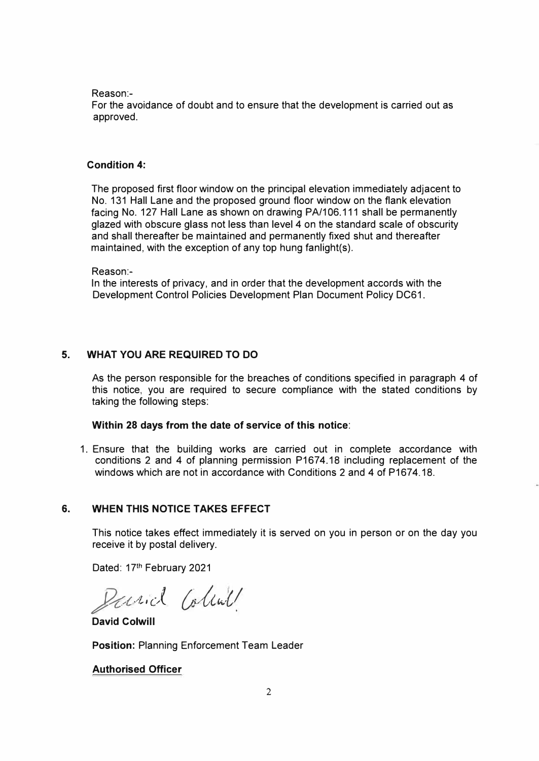Reason:-
For the avoidance of doubt and to ensure that the development is carried out as approved.

**Condition 4:**

The proposed first floor window on the principal elevation immediately adjacent to No. 131 Hall Lane and the proposed ground floor window on the flank elevation facing No. 127 Hall Lane as shown on drawing PA/106.111 shall be permanently glazed with obscure glass not less than level 4 on the standard scale of obscurity and shall thereafter be maintained and permanently fixed shut and thereafter maintained, with the exception of any top hung fanlight(s).

Reason:-
In the interests of privacy, and in order that the development accords with the Development Control Policies Development Plan Document Policy DC61.

## 5. WHAT YOU ARE REQUIRED TO DO

As the person responsible for the breaches of conditions specified in paragraph 4 of this notice, you are required to secure compliance with the stated conditions by taking the following steps:

**Within 28 days from the date of service of this notice**:

1. Ensure that the building works are carried out in complete accordance with conditions 2 and 4 of planning permission P1674.18 including replacement of the windows which are not in accordance with Conditions 2 and 4 of P1674.18.

## 6. WHEN THIS NOTICE TAKES EFFECT

This notice takes effect immediately it is served on you in person or on the day you receive it by postal delivery.

Dated: 17th February 2021

David Colwill

**David Colwill**

**Position:** Planning Enforcement Team Leader

**Authorised Officer**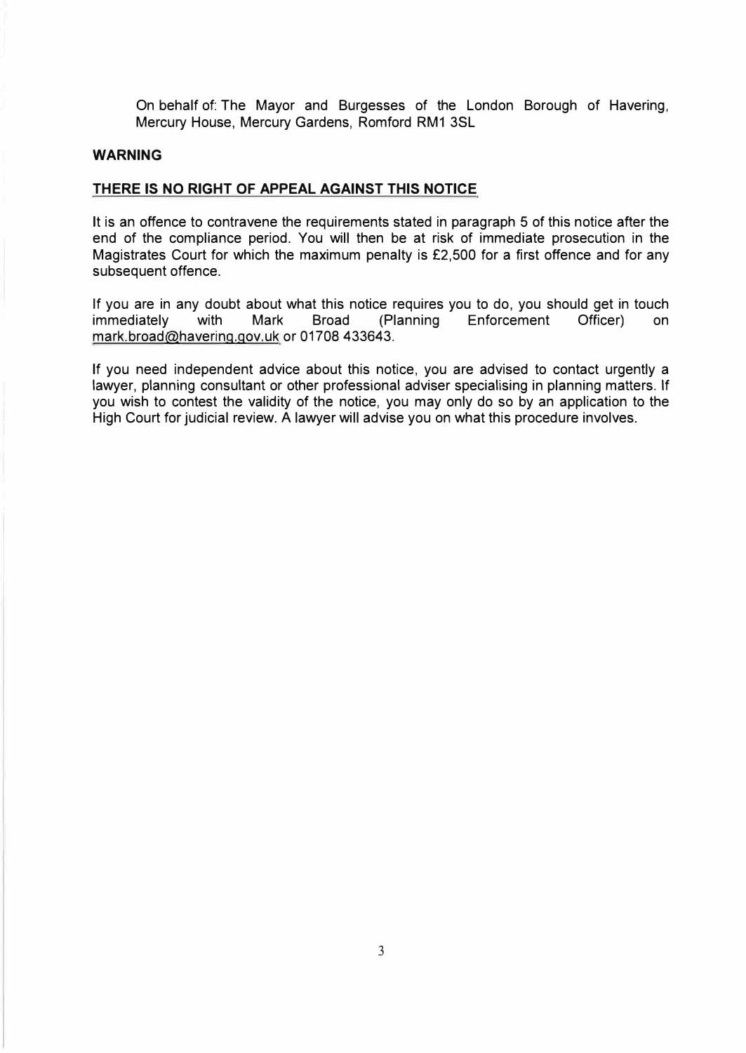On behalf of: The Mayor and Burgesses of the London Borough of Havering, Mercury House, Mercury Gardens, Romford RM1 3SL

**WARNING**

**<u>THERE IS NO RIGHT OF APPEAL AGAINST THIS NOTICE</u>**

It is an offence to contravene the requirements stated in paragraph 5 of this notice after the end of the compliance period. You will then be at risk of immediate prosecution in the Magistrates Court for which the maximum penalty is £2,500 for a first offence and for any subsequent offence.

If you are in any doubt about what this notice requires you to do, you should get in touch immediately with Mark Broad (Planning Enforcement Officer) on mark.broad@havering.gov.uk or 01708 433643.

If you need independent advice about this notice, you are advised to contact urgently a lawyer, planning consultant or other professional adviser specialising in planning matters. If you wish to contest the validity of the notice, you may only do so by an application to the High Court for judicial review. A lawyer will advise you on what this procedure involves.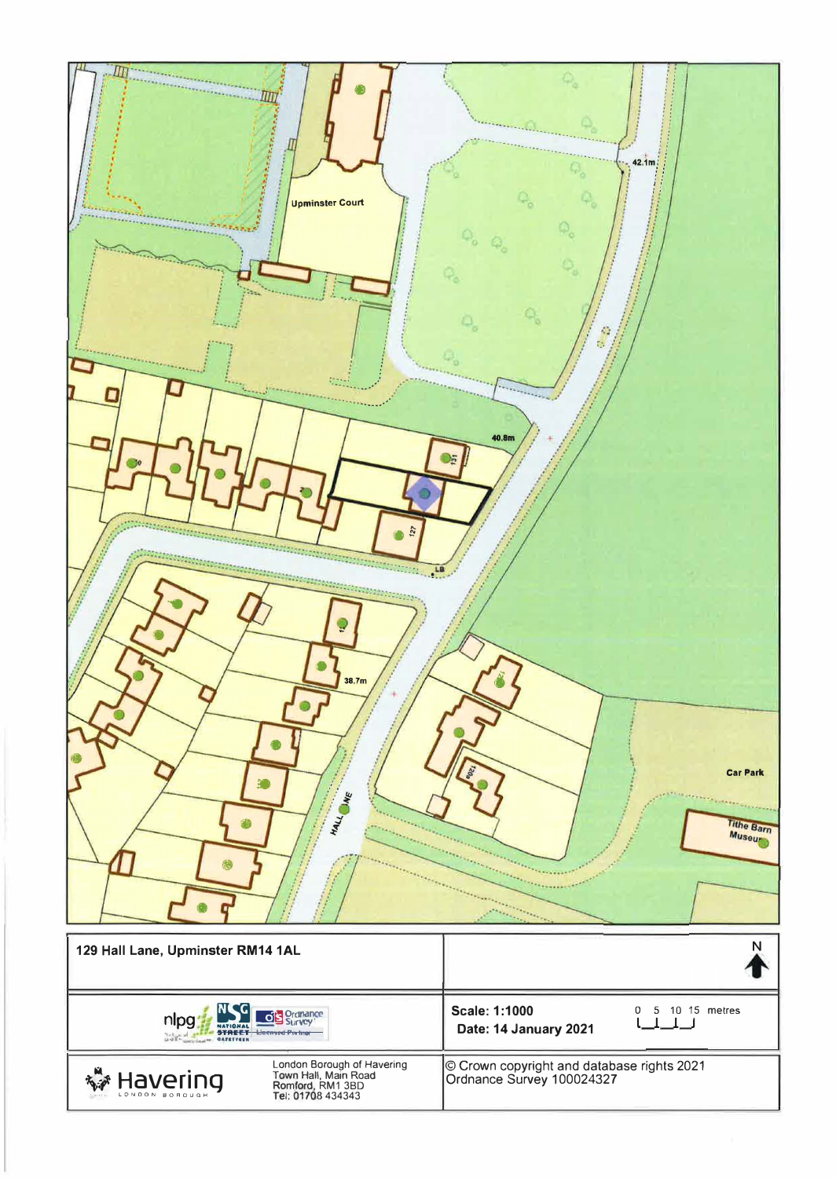Upminster Court

42.1m

40.8m

131

127

LB

38.7m

HALL LANE

Car Park

Tithe Barn Museum

| 129 Hall Lane, Upminster RM14 1AL | N |
|---|---|
| nlpg NSG NATIONAL STREET GAZETTEER Ordnance Survey Licensed Partner | **Scale: 1:1000** 0 5 10 15 metres<br>**Date: 14 January 2021** |
| Havering LONDON BOROUGH — London Borough of Havering, Town Hall, Main Road, Romford, RM1 3BD, Tel: 01708 434343 | © Crown copyright and database rights 2021 Ordnance Survey 100024327 |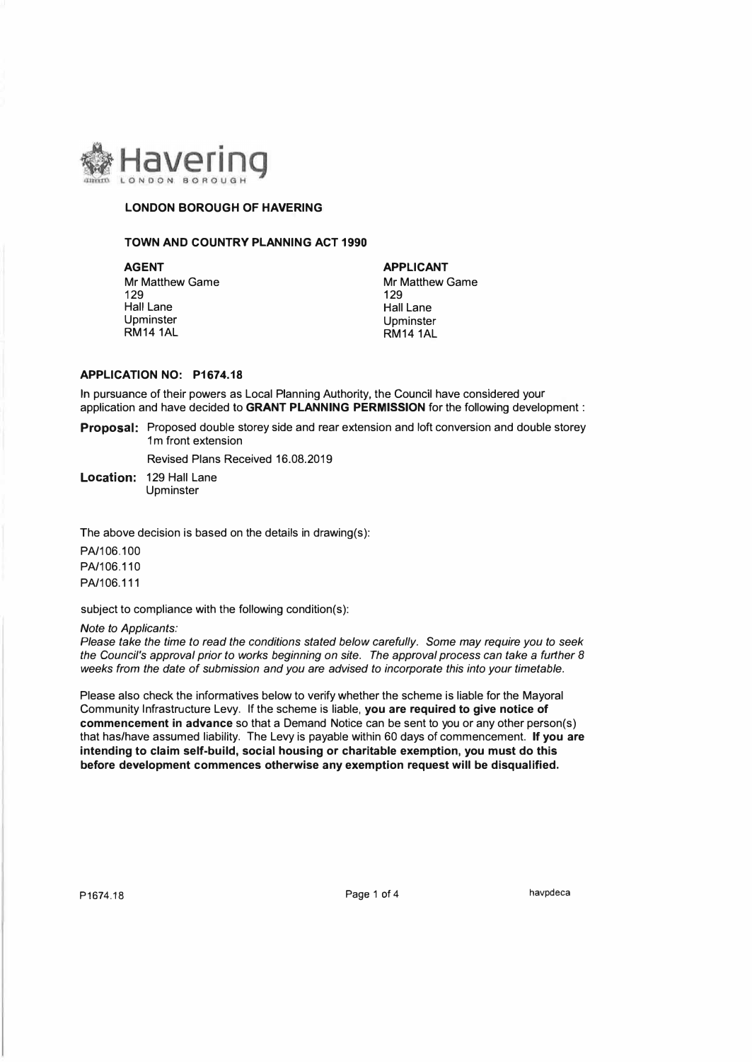Havering
LONDON BOROUGH

**LONDON BOROUGH OF HAVERING**

**TOWN AND COUNTRY PLANNING ACT 1990**

| **AGENT** | **APPLICANT** |
|---|---|
| Mr Matthew Game | Mr Matthew Game |
| 129 | 129 |
| Hall Lane | Hall Lane |
| Upminster | Upminster |
| RM14 1AL | RM14 1AL |

**APPLICATION NO: P1674.18**

In pursuance of their powers as Local Planning Authority, the Council have considered your application and have decided to **GRANT PLANNING PERMISSION** for the following development :

**Proposal:** Proposed double storey side and rear extension and loft conversion and double storey 1m front extension

Revised Plans Received 16.08.2019

**Location:** 129 Hall Lane
Upminster

The above decision is based on the details in drawing(s):

PA/106.100
PA/106.110
PA/106.111

subject to compliance with the following condition(s):

*Note to Applicants:*
*Please take the time to read the conditions stated below carefully. Some may require you to seek the Council's approval prior to works beginning on site. The approval process can take a further 8 weeks from the date of submission and you are advised to incorporate this into your timetable.*

Please also check the informatives below to verify whether the scheme is liable for the Mayoral Community Infrastructure Levy. If the scheme is liable, **you are required to give notice of commencement in advance** so that a Demand Notice can be sent to you or any other person(s) that has/have assumed liability. The Levy is payable within 60 days of commencement. **If you are intending to claim self-build, social housing or charitable exemption, you must do this before development commences otherwise any exemption request will be disqualified.**

P1674.18 havpdeca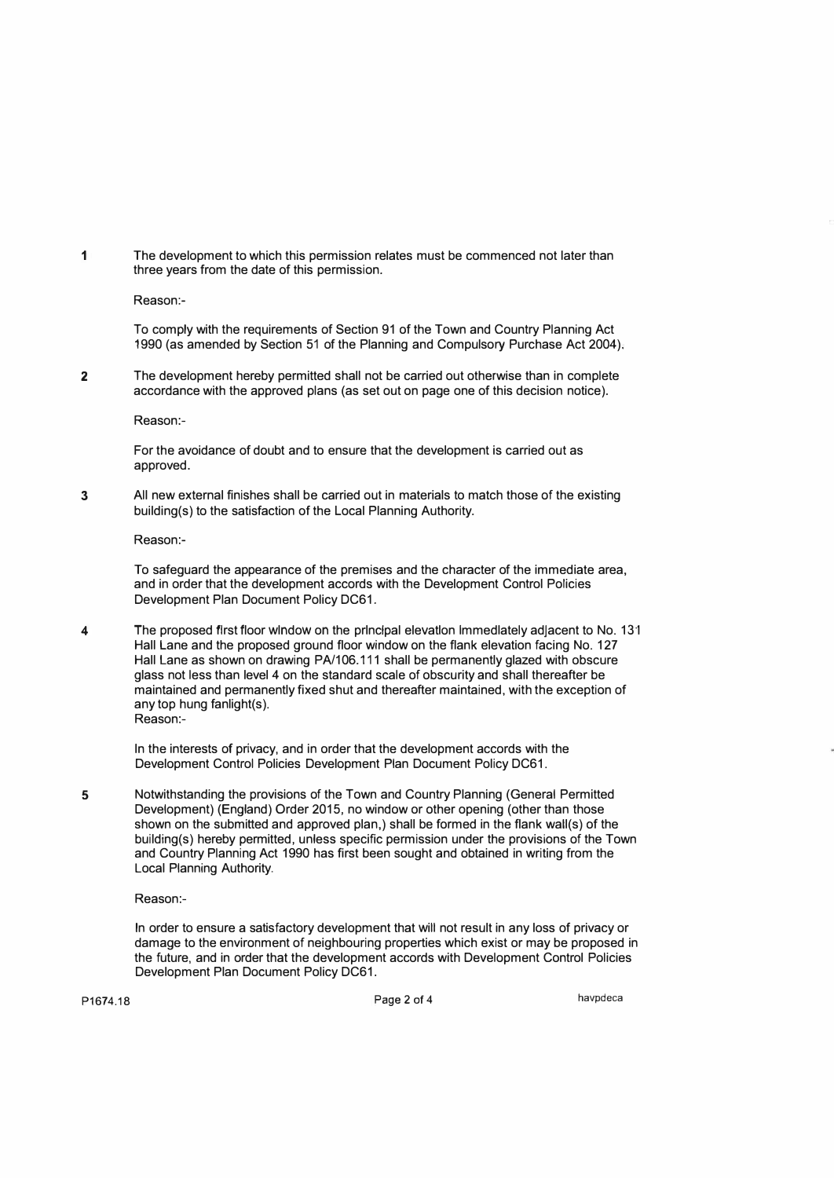1 The development to which this permission relates must be commenced not later than three years from the date of this permission.

Reason:-

To comply with the requirements of Section 91 of the Town and Country Planning Act 1990 (as amended by Section 51 of the Planning and Compulsory Purchase Act 2004).

2 The development hereby permitted shall not be carried out otherwise than in complete accordance with the approved plans (as set out on page one of this decision notice).

Reason:-

For the avoidance of doubt and to ensure that the development is carried out as approved.

3 All new external finishes shall be carried out in materials to match those of the existing building(s) to the satisfaction of the Local Planning Authority.

Reason:-

To safeguard the appearance of the premises and the character of the immediate area, and in order that the development accords with the Development Control Policies Development Plan Document Policy DC61.

4 The proposed first floor window on the principal elevation immediately adjacent to No. 131 Hall Lane and the proposed ground floor window on the flank elevation facing No. 127 Hall Lane as shown on drawing PA/106.111 shall be permanently glazed with obscure glass not less than level 4 on the standard scale of obscurity and shall thereafter be maintained and permanently fixed shut and thereafter maintained, with the exception of any top hung fanlight(s).

Reason:-

In the interests of privacy, and in order that the development accords with the Development Control Policies Development Plan Document Policy DC61.

5 Notwithstanding the provisions of the Town and Country Planning (General Permitted Development) (England) Order 2015, no window or other opening (other than those shown on the submitted and approved plan,) shall be formed in the flank wall(s) of the building(s) hereby permitted, unless specific permission under the provisions of the Town and Country Planning Act 1990 has first been sought and obtained in writing from the Local Planning Authority.

Reason:-

In order to ensure a satisfactory development that will not result in any loss of privacy or damage to the environment of neighbouring properties which exist or may be proposed in the future, and in order that the development accords with Development Control Policies Development Plan Document Policy DC61.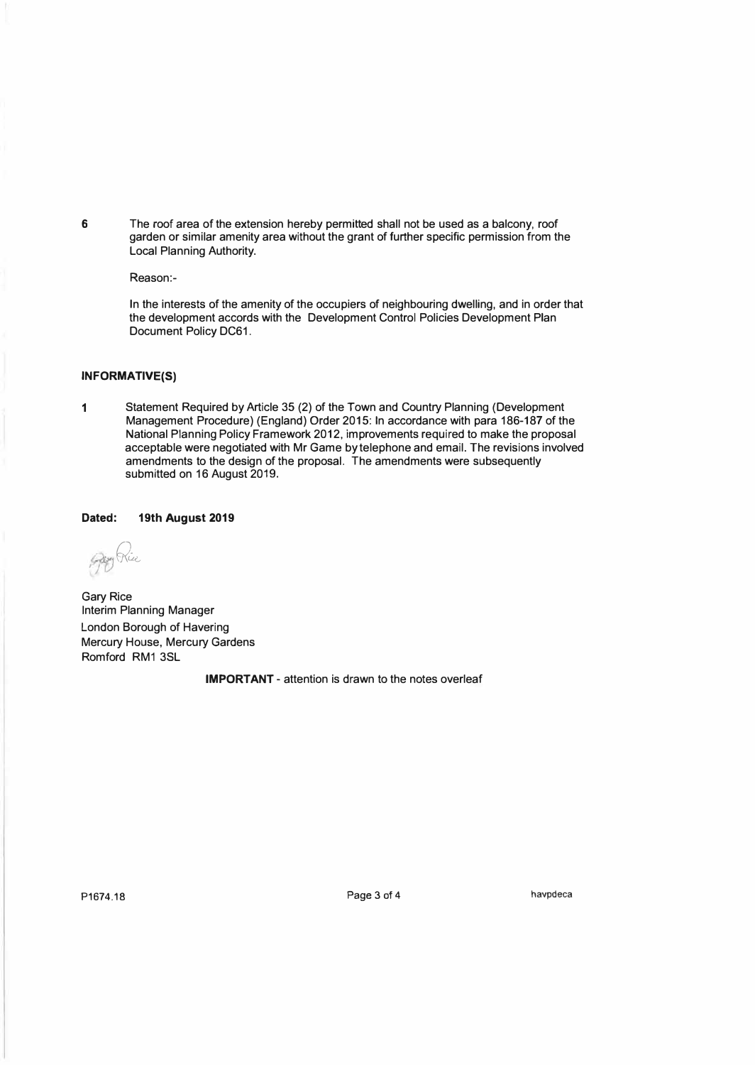6 The roof area of the extension hereby permitted shall not be used as a balcony, roof garden or similar amenity area without the grant of further specific permission from the Local Planning Authority.

Reason:-

In the interests of the amenity of the occupiers of neighbouring dwelling, and in order that the development accords with the Development Control Policies Development Plan Document Policy DC61.

**INFORMATIVE(S)**

1 Statement Required by Article 35 (2) of the Town and Country Planning (Development Management Procedure) (England) Order 2015: In accordance with para 186-187 of the National Planning Policy Framework 2012, improvements required to make the proposal acceptable were negotiated with Mr Game by telephone and email. The revisions involved amendments to the design of the proposal. The amendments were subsequently submitted on 16 August 2019.

**Dated: 19th August 2019**

Gary Rice
Interim Planning Manager
London Borough of Havering
Mercury House, Mercury Gardens
Romford RM1 3SL

**IMPORTANT** - attention is drawn to the notes overleaf

P1674.18 havpdeca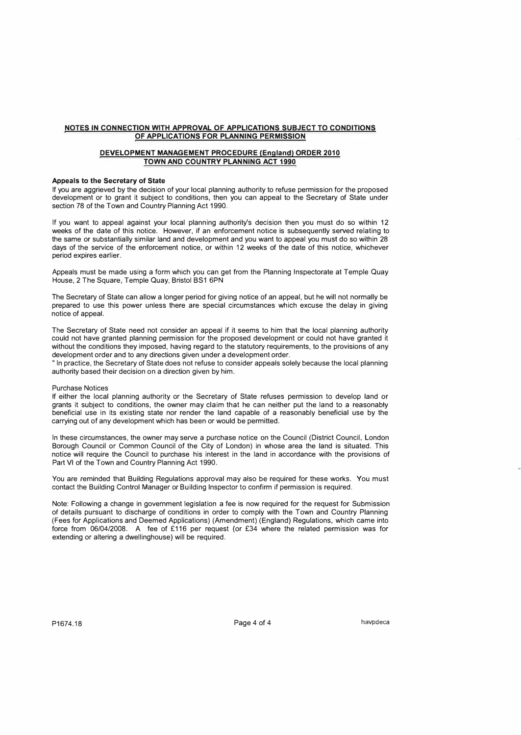## NOTES IN CONNECTION WITH APPROVAL OF APPLICATIONS SUBJECT TO CONDITIONS OF APPLICATIONS FOR PLANNING PERMISSION

## DEVELOPMENT MANAGEMENT PROCEDURE (England) ORDER 2010 TOWN AND COUNTRY PLANNING ACT 1990

**Appeals to the Secretary of State**

If you are aggrieved by the decision of your local planning authority to refuse permission for the proposed development or to grant it subject to conditions, then you can appeal to the Secretary of State under section 78 of the Town and Country Planning Act 1990.

If you want to appeal against your local planning authority's decision then you must do so within 12 weeks of the date of this notice. However, if an enforcement notice is subsequently served relating to the same or substantially similar land and development and you want to appeal you must do so within 28 days of the service of the enforcement notice, or within 12 weeks of the date of this notice, whichever period expires earlier.

Appeals must be made using a form which you can get from the Planning Inspectorate at Temple Quay House, 2 The Square, Temple Quay, Bristol BS1 6PN

The Secretary of State can allow a longer period for giving notice of an appeal, but he will not normally be prepared to use this power unless there are special circumstances which excuse the delay in giving notice of appeal.

The Secretary of State need not consider an appeal if it seems to him that the local planning authority could not have granted planning permission for the proposed development or could not have granted it without the conditions they imposed, having regard to the statutory requirements, to the provisions of any development order and to any directions given under a development order.
" In practice, the Secretary of State does not refuse to consider appeals solely because the local planning authority based their decision on a direction given by him.

Purchase Notices

If either the local planning authority or the Secretary of State refuses permission to develop land or grants it subject to conditions, the owner may claim that he can neither put the land to a reasonably beneficial use in its existing state nor render the land capable of a reasonably beneficial use by the carrying out of any development which has been or would be permitted.

In these circumstances, the owner may serve a purchase notice on the Council (District Council, London Borough Council or Common Council of the City of London) in whose area the land is situated. This notice will require the Council to purchase his interest in the land in accordance with the provisions of Part VI of the Town and Country Planning Act 1990.

You are reminded that Building Regulations approval may also be required for these works. You must contact the Building Control Manager or Building Inspector to confirm if permission is required.

Note: Following a change in government legislation a fee is now required for the request for Submission of details pursuant to discharge of conditions in order to comply with the Town and Country Planning (Fees for Applications and Deemed Applications) (Amendment) (England) Regulations, which came into force from 06/04/2008. A fee of £116 per request (or £34 where the related permission was for extending or altering a dwellinghouse) will be required.

P1674.18 havpdeca